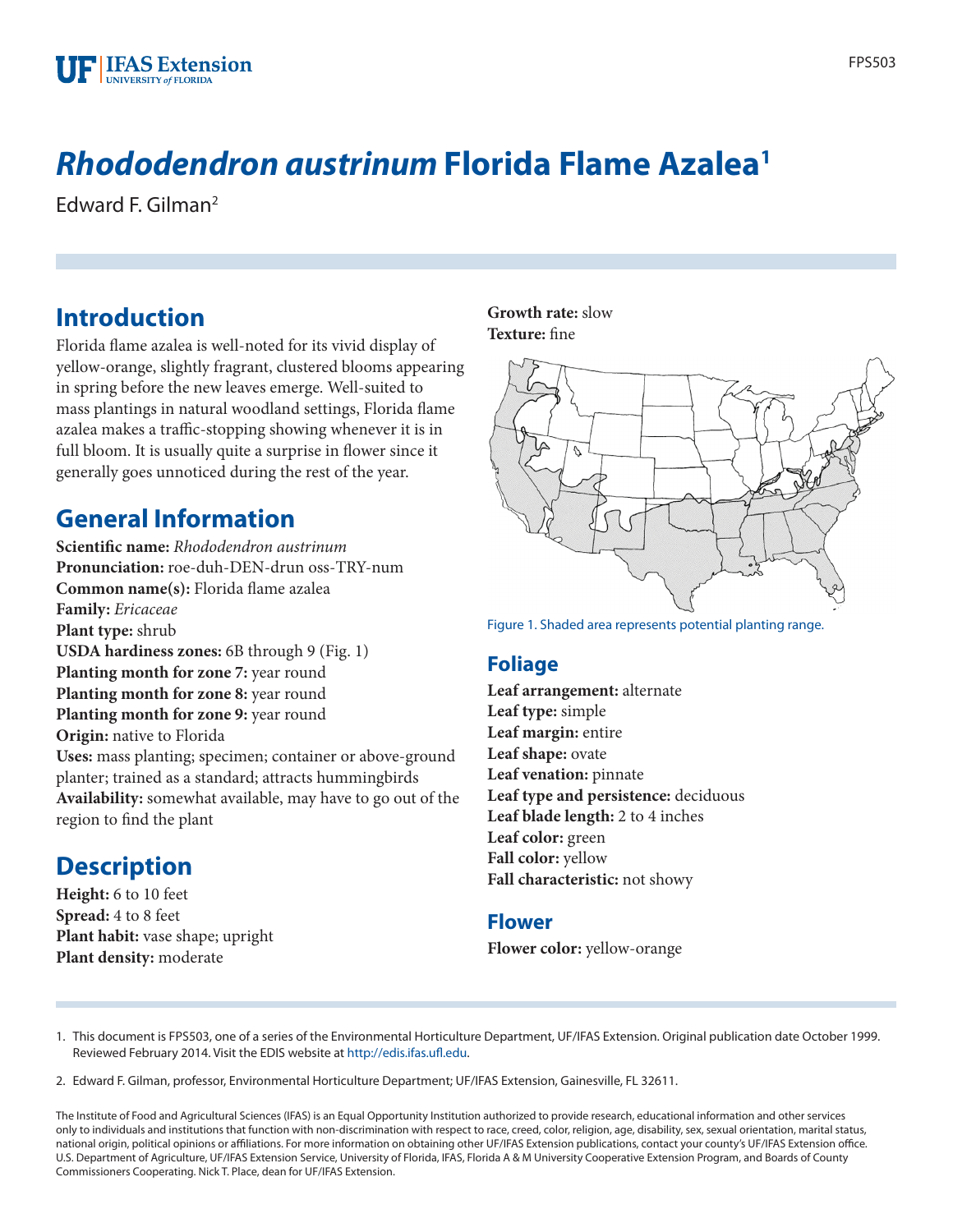# *Rhododendron austrinum* Florida Flame Azalea[1]

Edward F. Gilman[2]

## Introduction

Florida flame azalea is well-noted for its vivid display of yellow-orange, slightly fragrant, clustered blooms appearing in spring before the new leaves emerge. Well-suited to mass plantings in natural woodland settings, Florida flame azalea makes a traffic-stopping showing whenever it is in full bloom. It is usually quite a surprise in flower since it generally goes unnoticed during the rest of the year.

## General Information

**Scientific name:** *Rhododendron austrinum*
**Pronunciation:** roe-duh-DEN-drun oss-TRY-num
**Common name(s):** Florida flame azalea
**Family:** *Ericaceae*
**Plant type:** shrub
**USDA hardiness zones:** 6B through 9 (Fig. 1)
**Planting month for zone 7:** year round
**Planting month for zone 8:** year round
**Planting month for zone 9:** year round
**Origin:** native to Florida
**Uses:** mass planting; specimen; container or above-ground planter; trained as a standard; attracts hummingbirds
**Availability:** somewhat available, may have to go out of the region to find the plant

## Description

**Height:** 6 to 10 feet
**Spread:** 4 to 8 feet
**Plant habit:** vase shape; upright
**Plant density:** moderate
**Growth rate:** slow
**Texture:** fine

Figure 1. Shaded area represents potential planting range.

### Foliage

**Leaf arrangement:** alternate
**Leaf type:** simple
**Leaf margin:** entire
**Leaf shape:** ovate
**Leaf venation:** pinnate
**Leaf type and persistence:** deciduous
**Leaf blade length:** 2 to 4 inches
**Leaf color:** green
**Fall color:** yellow
**Fall characteristic:** not showy

### Flower

**Flower color:** yellow-orange

---

1. This document is FPS503, one of a series of the Environmental Horticulture Department, UF/IFAS Extension. Original publication date October 1999. Reviewed February 2014. Visit the EDIS website at http://edis.ifas.ufl.edu.

2. Edward F. Gilman, professor, Environmental Horticulture Department; UF/IFAS Extension, Gainesville, FL 32611.

The Institute of Food and Agricultural Sciences (IFAS) is an Equal Opportunity Institution authorized to provide research, educational information and other services only to individuals and institutions that function with non-discrimination with respect to race, creed, color, religion, age, disability, sex, sexual orientation, marital status, national origin, political opinions or affiliations. For more information on obtaining other UF/IFAS Extension publications, contact your county's UF/IFAS Extension office. U.S. Department of Agriculture, UF/IFAS Extension Service, University of Florida, IFAS, Florida A & M University Cooperative Extension Program, and Boards of County Commissioners Cooperating. Nick T. Place, dean for UF/IFAS Extension.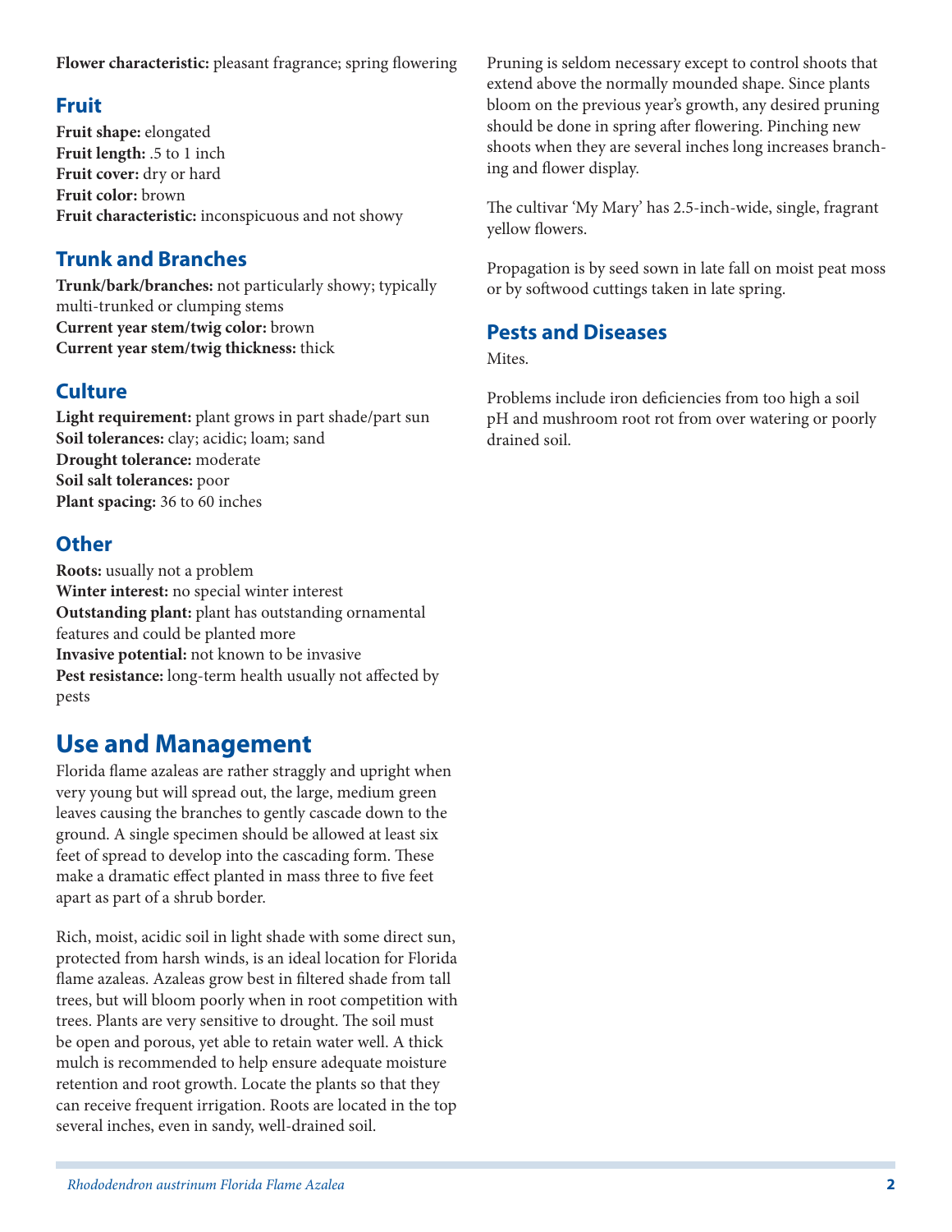**Flower characteristic:** pleasant fragrance; spring flowering

## Fruit

**Fruit shape:** elongated
**Fruit length:** .5 to 1 inch
**Fruit cover:** dry or hard
**Fruit color:** brown
**Fruit characteristic:** inconspicuous and not showy

## Trunk and Branches

**Trunk/bark/branches:** not particularly showy; typically multi-trunked or clumping stems
**Current year stem/twig color:** brown
**Current year stem/twig thickness:** thick

## Culture

**Light requirement:** plant grows in part shade/part sun
**Soil tolerances:** clay; acidic; loam; sand
**Drought tolerance:** moderate
**Soil salt tolerances:** poor
**Plant spacing:** 36 to 60 inches

## Other

**Roots:** usually not a problem
**Winter interest:** no special winter interest
**Outstanding plant:** plant has outstanding ornamental features and could be planted more
**Invasive potential:** not known to be invasive
**Pest resistance:** long-term health usually not affected by pests

# Use and Management

Florida flame azaleas are rather straggly and upright when very young but will spread out, the large, medium green leaves causing the branches to gently cascade down to the ground. A single specimen should be allowed at least six feet of spread to develop into the cascading form. These make a dramatic effect planted in mass three to five feet apart as part of a shrub border.

Rich, moist, acidic soil in light shade with some direct sun, protected from harsh winds, is an ideal location for Florida flame azaleas. Azaleas grow best in filtered shade from tall trees, but will bloom poorly when in root competition with trees. Plants are very sensitive to drought. The soil must be open and porous, yet able to retain water well. A thick mulch is recommended to help ensure adequate moisture retention and root growth. Locate the plants so that they can receive frequent irrigation. Roots are located in the top several inches, even in sandy, well-drained soil.

Pruning is seldom necessary except to control shoots that extend above the normally mounded shape. Since plants bloom on the previous year's growth, any desired pruning should be done in spring after flowering. Pinching new shoots when they are several inches long increases branching and flower display.

The cultivar 'My Mary' has 2.5-inch-wide, single, fragrant yellow flowers.

Propagation is by seed sown in late fall on moist peat moss or by softwood cuttings taken in late spring.

## Pests and Diseases

Mites.

Problems include iron deficiencies from too high a soil pH and mushroom root rot from over watering or poorly drained soil.